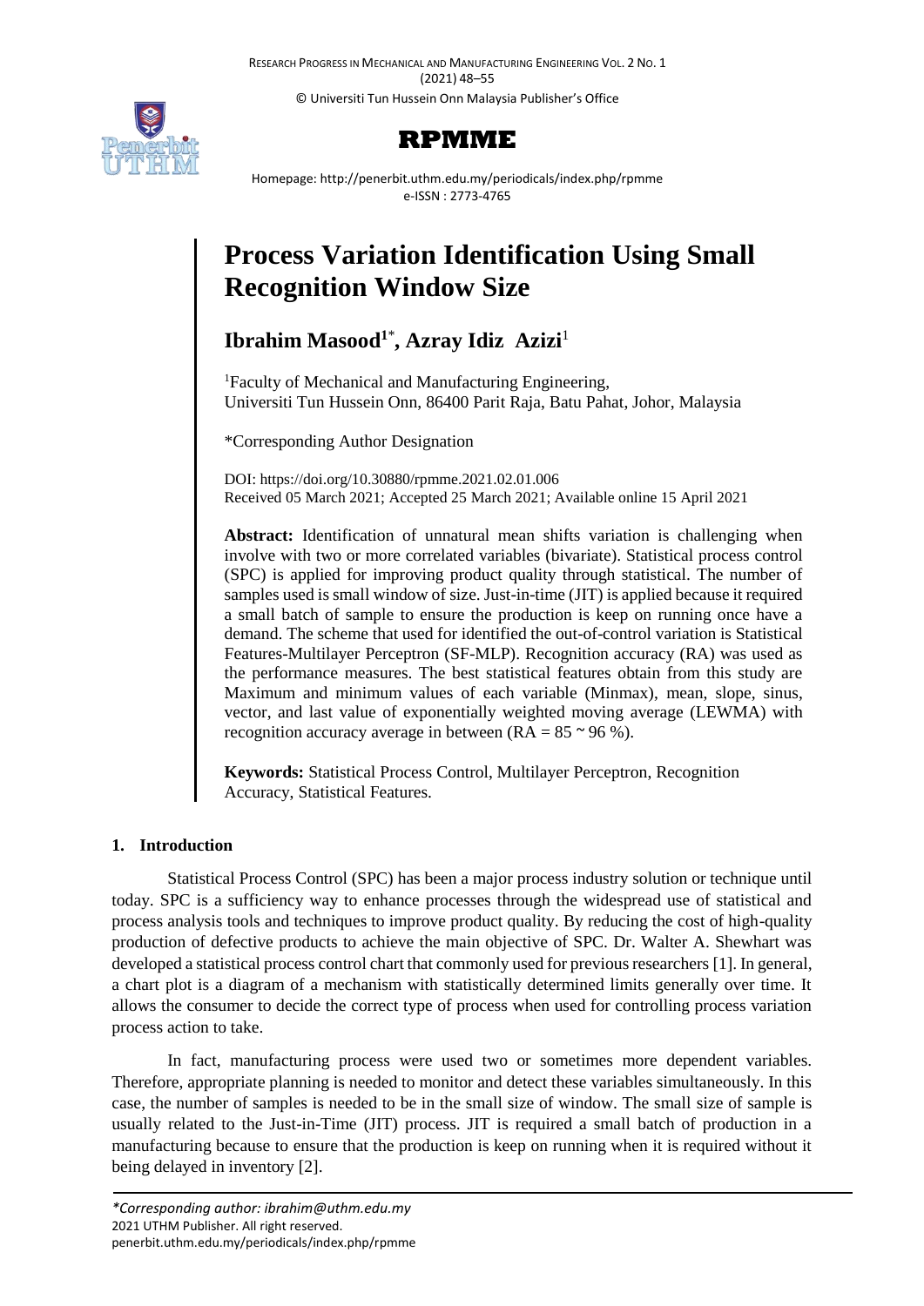# Process Variation Identification Using Small Recognition Window Size

**Ibrahim Masood[1]*, Azray Idiz Azizi[1]**

[1]Faculty of Mechanical and Manufacturing Engineering, Universiti Tun Hussein Onn, 86400 Parit Raja, Batu Pahat, Johor, Malaysia

*Corresponding Author Designation

DOI: https://doi.org/10.30880/rpmme.2021.02.01.006
Received 05 March 2021; Accepted 25 March 2021; Available online 15 April 2021

**Abstract:** Identification of unnatural mean shifts variation is challenging when involve with two or more correlated variables (bivariate). Statistical process control (SPC) is applied for improving product quality through statistical. The number of samples used is small window of size. Just-in-time (JIT) is applied because it required a small batch of sample to ensure the production is keep on running once have a demand. The scheme that used for identified the out-of-control variation is Statistical Features-Multilayer Perceptron (SF-MLP). Recognition accuracy (RA) was used as the performance measures. The best statistical features obtain from this study are Maximum and minimum values of each variable (Minmax), mean, slope, sinus, vector, and last value of exponentially weighted moving average (LEWMA) with recognition accuracy average in between (RA = 85 ~ 96 %).

**Keywords:** Statistical Process Control, Multilayer Perceptron, Recognition Accuracy, Statistical Features.

## 1. Introduction

Statistical Process Control (SPC) has been a major process industry solution or technique until today. SPC is a sufficiency way to enhance processes through the widespread use of statistical and process analysis tools and techniques to improve product quality. By reducing the cost of high-quality production of defective products to achieve the main objective of SPC. Dr. Walter A. Shewhart was developed a statistical process control chart that commonly used for previous researchers [1]. In general, a chart plot is a diagram of a mechanism with statistically determined limits generally over time. It allows the consumer to decide the correct type of process when used for controlling process variation process action to take.

In fact, manufacturing process were used two or sometimes more dependent variables. Therefore, appropriate planning is needed to monitor and detect these variables simultaneously. In this case, the number of samples is needed to be in the small size of window. The small size of sample is usually related to the Just-in-Time (JIT) process. JIT is required a small batch of production in a manufacturing because to ensure that the production is keep on running when it is required without it being delayed in inventory [2].

*\*Corresponding author: ibrahim@uthm.edu.my*
2021 UTHM Publisher. All right reserved.
penerbit.uthm.edu.my/periodicals/index.php/rpmme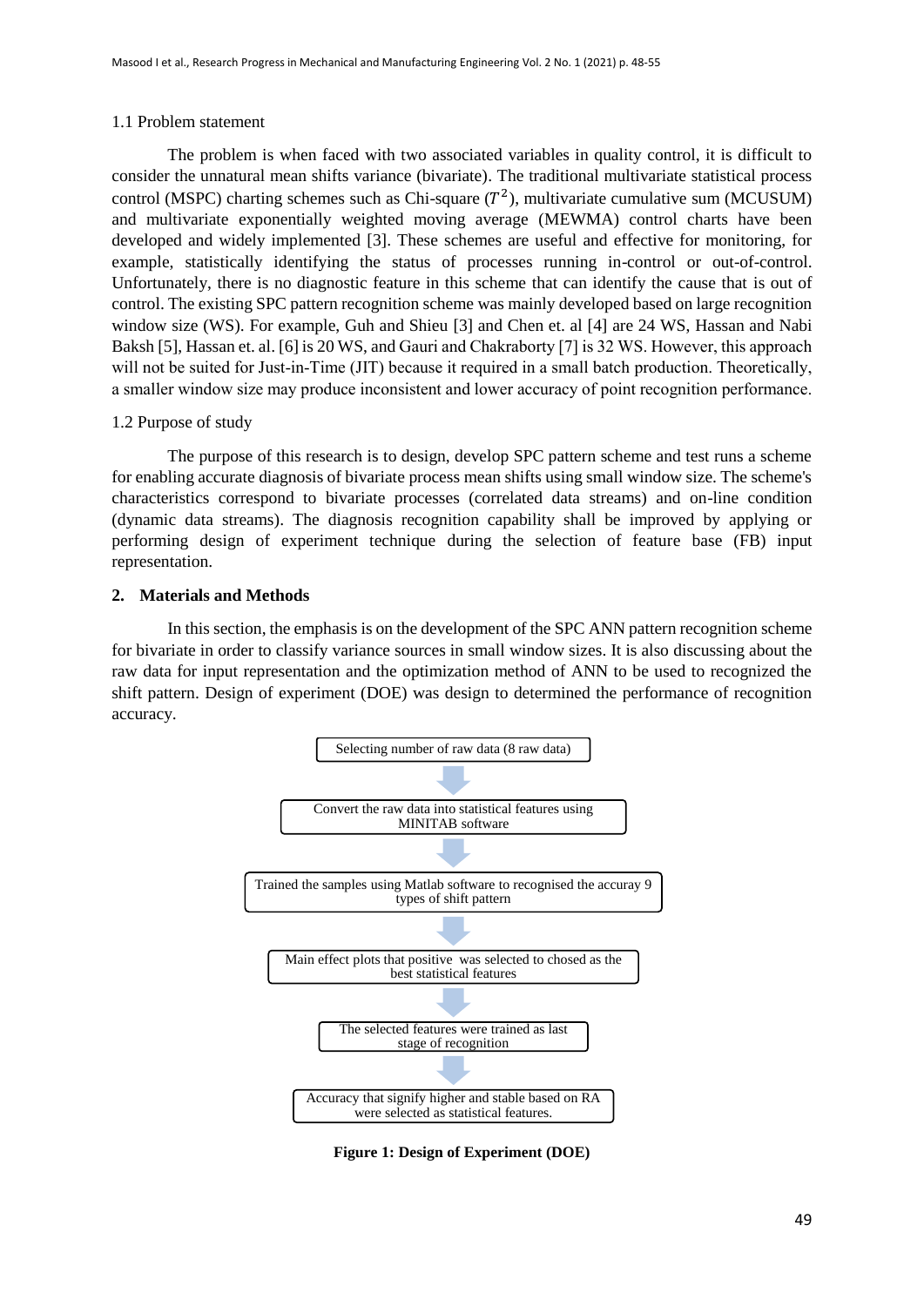### 1.1 Problem statement

The problem is when faced with two associated variables in quality control, it is difficult to consider the unnatural mean shifts variance (bivariate). The traditional multivariate statistical process control (MSPC) charting schemes such as Chi-square ($T^2$), multivariate cumulative sum (MCUSUM) and multivariate exponentially weighted moving average (MEWMA) control charts have been developed and widely implemented [3]. These schemes are useful and effective for monitoring, for example, statistically identifying the status of processes running in-control or out-of-control. Unfortunately, there is no diagnostic feature in this scheme that can identify the cause that is out of control. The existing SPC pattern recognition scheme was mainly developed based on large recognition window size (WS). For example, Guh and Shieu [3] and Chen et. al [4] are 24 WS, Hassan and Nabi Baksh [5], Hassan et. al. [6] is 20 WS, and Gauri and Chakraborty [7] is 32 WS. However, this approach will not be suited for Just-in-Time (JIT) because it required in a small batch production. Theoretically, a smaller window size may produce inconsistent and lower accuracy of point recognition performance.

### 1.2 Purpose of study

The purpose of this research is to design, develop SPC pattern scheme and test runs a scheme for enabling accurate diagnosis of bivariate process mean shifts using small window size. The scheme's characteristics correspond to bivariate processes (correlated data streams) and on-line condition (dynamic data streams). The diagnosis recognition capability shall be improved by applying or performing design of experiment technique during the selection of feature base (FB) input representation.

## 2. Materials and Methods

In this section, the emphasis is on the development of the SPC ANN pattern recognition scheme for bivariate in order to classify variance sources in small window sizes. It is also discussing about the raw data for input representation and the optimization method of ANN to be used to recognized the shift pattern. Design of experiment (DOE) was design to determined the performance of recognition accuracy.

Selecting number of raw data (8 raw data)

↓

Convert the raw data into statistical features using MINITAB software

↓

Trained the samples using Matlab software to recognised the accuray 9 types of shift pattern

↓

Main effect plots that positive was selected to chosed as the best statistical features

↓

The selected features were trained as last stage of recognition

↓

Accuracy that signify higher and stable based on RA were selected as statistical features.

**Figure 1: Design of Experiment (DOE)**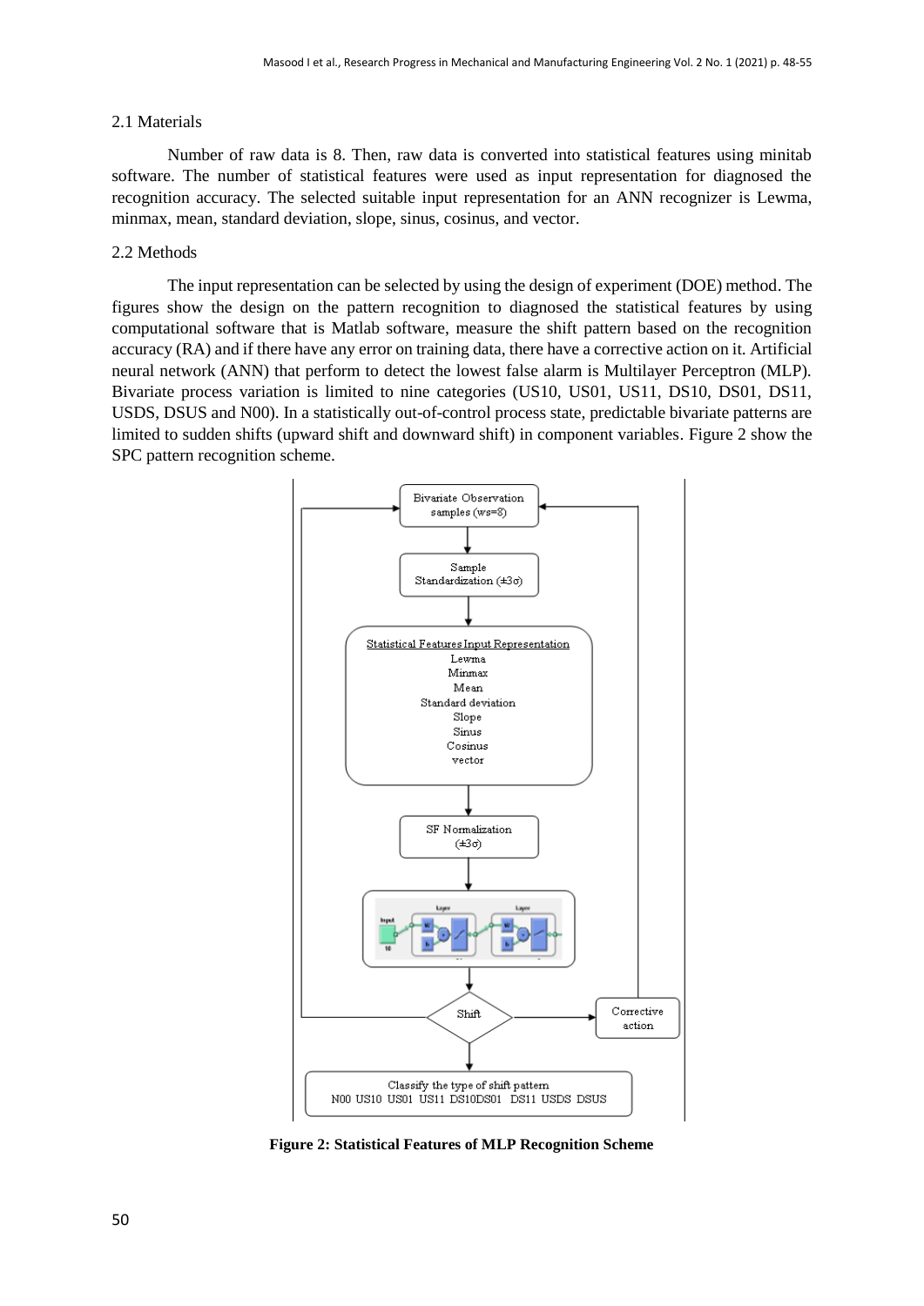### 2.1 Materials

Number of raw data is 8. Then, raw data is converted into statistical features using minitab software. The number of statistical features were used as input representation for diagnosed the recognition accuracy. The selected suitable input representation for an ANN recognizer is Lewma, minmax, mean, standard deviation, slope, sinus, cosinus, and vector.

### 2.2 Methods

The input representation can be selected by using the design of experiment (DOE) method. The figures show the design on the pattern recognition to diagnosed the statistical features by using computational software that is Matlab software, measure the shift pattern based on the recognition accuracy (RA) and if there have any error on training data, there have a corrective action on it. Artificial neural network (ANN) that perform to detect the lowest false alarm is Multilayer Perceptron (MLP). Bivariate process variation is limited to nine categories (US10, US01, US11, DS10, DS01, DS11, USDS, DSUS and N00). In a statistically out-of-control process state, predictable bivariate patterns are limited to sudden shifts (upward shift and downward shift) in component variables. Figure 2 show the SPC pattern recognition scheme.

**Figure 2: Statistical Features of MLP Recognition Scheme**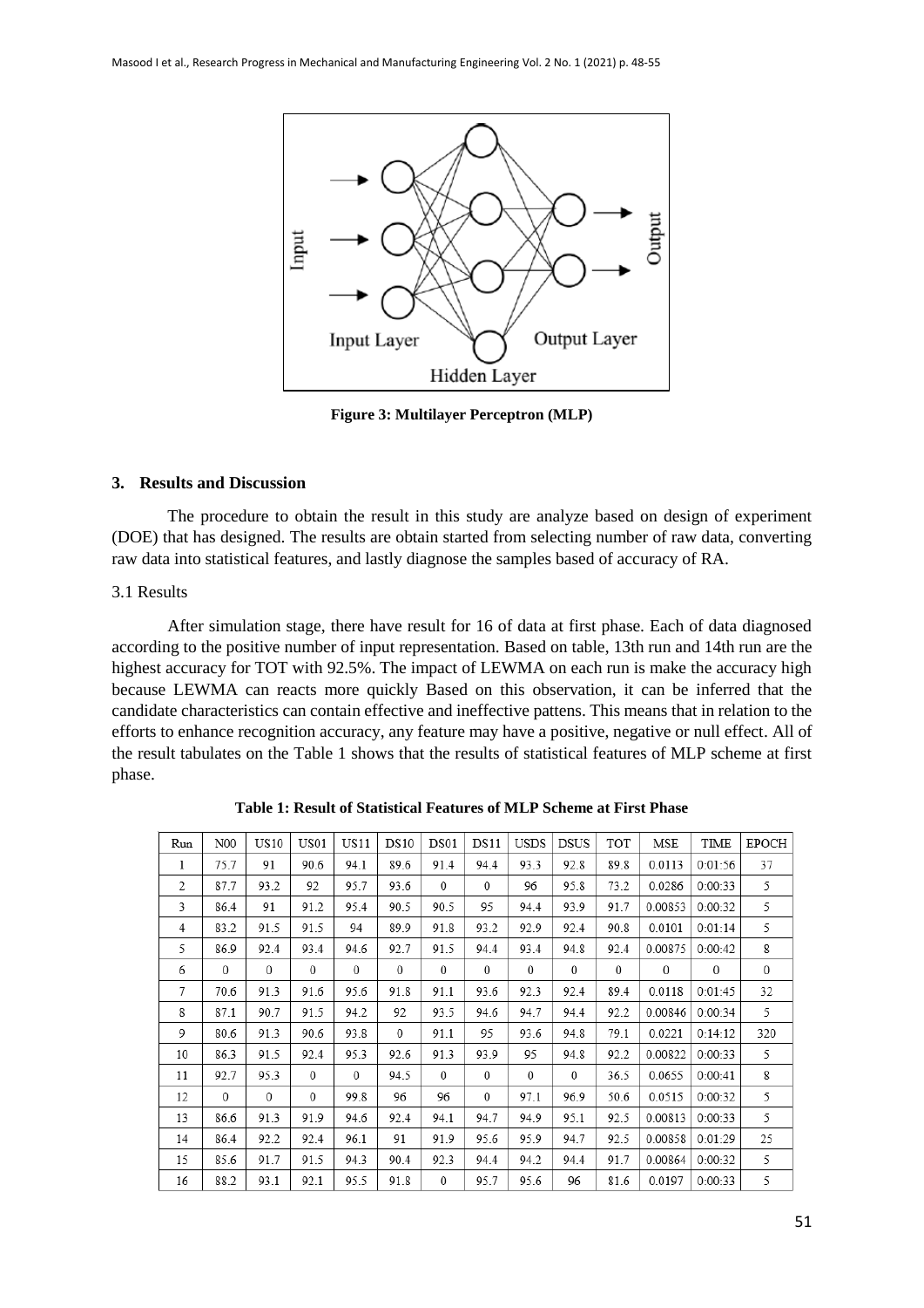**Figure 3: Multilayer Perceptron (MLP)**

## 3. Results and Discussion

The procedure to obtain the result in this study are analyze based on design of experiment (DOE) that has designed. The results are obtain started from selecting number of raw data, converting raw data into statistical features, and lastly diagnose the samples based of accuracy of RA.

### 3.1 Results

After simulation stage, there have result for 16 of data at first phase. Each of data diagnosed according to the positive number of input representation. Based on table, 13th run and 14th run are the highest accuracy for TOT with 92.5%. The impact of LEWMA on each run is make the accuracy high because LEWMA can reacts more quickly Based on this observation, it can be inferred that the candidate characteristics can contain effective and ineffective pattens. This means that in relation to the efforts to enhance recognition accuracy, any feature may have a positive, negative or null effect. All of the result tabulates on the Table 1 shows that the results of statistical features of MLP scheme at first phase.

**Table 1: Result of Statistical Features of MLP Scheme at First Phase**

| Run | N00 | US10 | US01 | US11 | DS10 | DS01 | DS11 | USDS | DSUS | TOT | MSE | TIME | EPOCH |
|---|---|---|---|---|---|---|---|---|---|---|---|---|---|
| 1 | 75.7 | 91 | 90.6 | 94.1 | 89.6 | 91.4 | 94.4 | 93.3 | 92.8 | 89.8 | 0.0113 | 0:01:56 | 37 |
| 2 | 87.7 | 93.2 | 92 | 95.7 | 93.6 | 0 | 0 | 96 | 95.8 | 73.2 | 0.0286 | 0:00:33 | 5 |
| 3 | 86.4 | 91 | 91.2 | 95.4 | 90.5 | 90.5 | 95 | 94.4 | 93.9 | 91.7 | 0.00853 | 0:00:32 | 5 |
| 4 | 83.2 | 91.5 | 91.5 | 94 | 89.9 | 91.8 | 93.2 | 92.9 | 92.4 | 90.8 | 0.0101 | 0:01:14 | 5 |
| 5 | 86.9 | 92.4 | 93.4 | 94.6 | 92.7 | 91.5 | 94.4 | 93.4 | 94.8 | 92.4 | 0.00875 | 0:00:42 | 8 |
| 6 | 0 | 0 | 0 | 0 | 0 | 0 | 0 | 0 | 0 | 0 | 0 | 0 | 0 |
| 7 | 70.6 | 91.3 | 91.6 | 95.6 | 91.8 | 91.1 | 93.6 | 92.3 | 92.4 | 89.4 | 0.0118 | 0:01:45 | 32 |
| 8 | 87.1 | 90.7 | 91.5 | 94.2 | 92 | 93.5 | 94.6 | 94.7 | 94.4 | 92.2 | 0.00846 | 0:00:34 | 5 |
| 9 | 80.6 | 91.3 | 90.6 | 93.8 | 0 | 91.1 | 95 | 93.6 | 94.8 | 79.1 | 0.0221 | 0:14:12 | 320 |
| 10 | 86.3 | 91.5 | 92.4 | 95.3 | 92.6 | 91.3 | 93.9 | 95 | 94.8 | 92.2 | 0.00822 | 0:00:33 | 5 |
| 11 | 92.7 | 95.3 | 0 | 0 | 94.5 | 0 | 0 | 0 | 0 | 36.5 | 0.0655 | 0:00:41 | 8 |
| 12 | 0 | 0 | 0 | 99.8 | 96 | 96 | 0 | 97.1 | 96.9 | 50.6 | 0.0515 | 0:00:32 | 5 |
| 13 | 86.6 | 91.3 | 91.9 | 94.6 | 92.4 | 94.1 | 94.7 | 94.9 | 95.1 | 92.5 | 0.00813 | 0:00:33 | 5 |
| 14 | 86.4 | 92.2 | 92.4 | 96.1 | 91 | 91.9 | 95.6 | 95.9 | 94.7 | 92.5 | 0.00858 | 0:01:29 | 25 |
| 15 | 85.6 | 91.7 | 91.5 | 94.3 | 90.4 | 92.3 | 94.4 | 94.2 | 94.4 | 91.7 | 0.00864 | 0:00:32 | 5 |
| 16 | 88.2 | 93.1 | 92.1 | 95.5 | 91.8 | 0 | 95.7 | 95.6 | 96 | 81.6 | 0.0197 | 0:00:33 | 5 |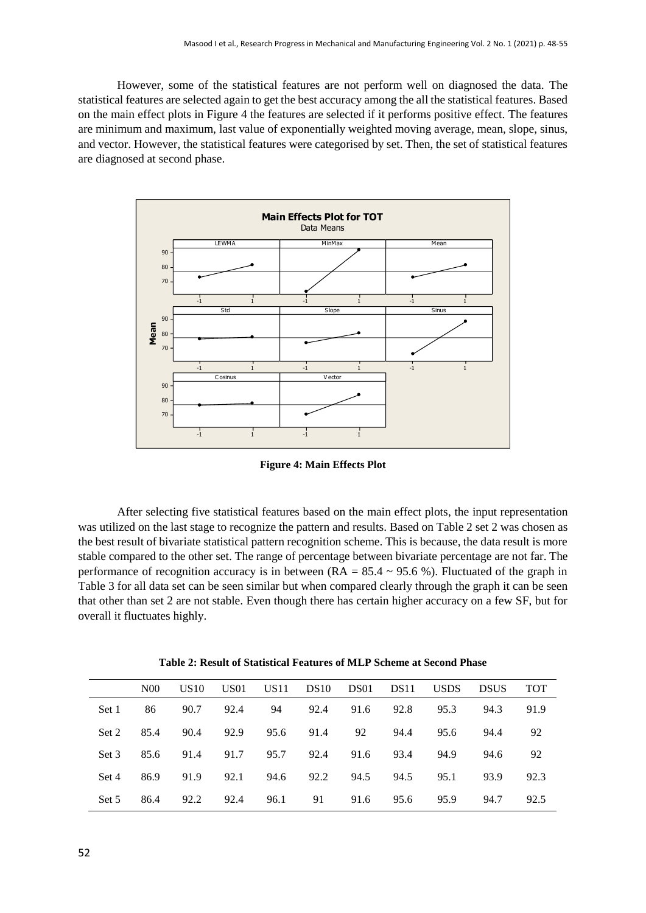However, some of the statistical features are not perform well on diagnosed the data. The statistical features are selected again to get the best accuracy among the all the statistical features. Based on the main effect plots in Figure 4 the features are selected if it performs positive effect. The features are minimum and maximum, last value of exponentially weighted moving average, mean, slope, sinus, and vector. However, the statistical features were categorised by set. Then, the set of statistical features are diagnosed at second phase.

**Figure 4: Main Effects Plot**

After selecting five statistical features based on the main effect plots, the input representation was utilized on the last stage to recognize the pattern and results. Based on Table 2 set 2 was chosen as the best result of bivariate statistical pattern recognition scheme. This is because, the data result is more stable compared to the other set. The range of percentage between bivariate percentage are not far. The performance of recognition accuracy is in between (RA = 85.4 ~ 95.6 %). Fluctuated of the graph in Table 3 for all data set can be seen similar but when compared clearly through the graph it can be seen that other than set 2 are not stable. Even though there has certain higher accuracy on a few SF, but for overall it fluctuates highly.

**Table 2: Result of Statistical Features of MLP Scheme at Second Phase**

| | N00 | US10 | US01 | US11 | DS10 | DS01 | DS11 | USDS | DSUS | TOT |
|---|---|---|---|---|---|---|---|---|---|---|
| Set 1 | 86 | 90.7 | 92.4 | 94 | 92.4 | 91.6 | 92.8 | 95.3 | 94.3 | 91.9 |
| Set 2 | 85.4 | 90.4 | 92.9 | 95.6 | 91.4 | 92 | 94.4 | 95.6 | 94.4 | 92 |
| Set 3 | 85.6 | 91.4 | 91.7 | 95.7 | 92.4 | 91.6 | 93.4 | 94.9 | 94.6 | 92 |
| Set 4 | 86.9 | 91.9 | 92.1 | 94.6 | 92.2 | 94.5 | 94.5 | 95.1 | 93.9 | 92.3 |
| Set 5 | 86.4 | 92.2 | 92.4 | 96.1 | 91 | 91.6 | 95.6 | 95.9 | 94.7 | 92.5 |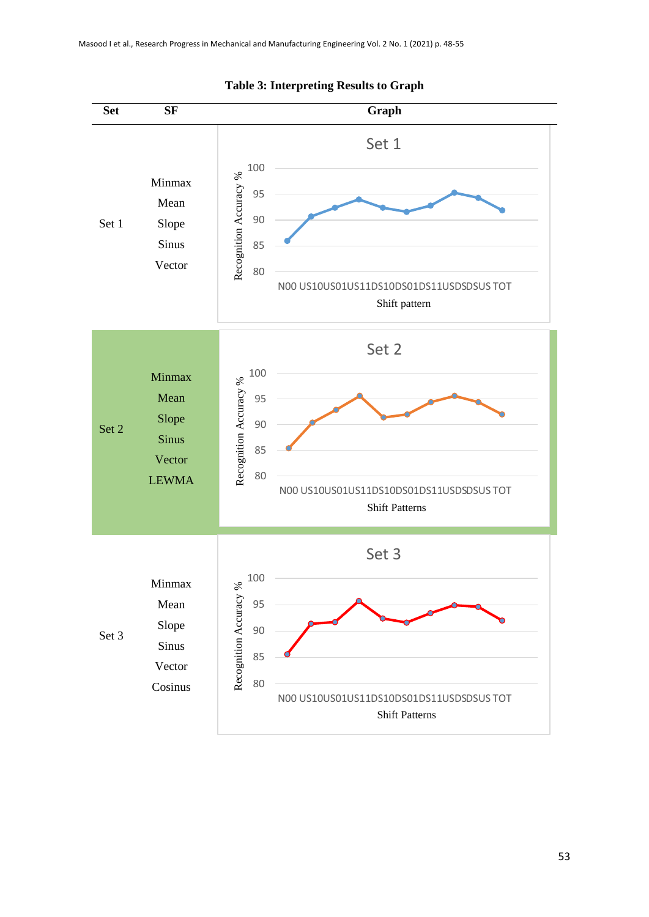**Table 3: Interpreting Results to Graph**

| Set | SF | Graph |
|---|---|---|
| Set 1 | Minmax<br>Mean<br>Slope<br>Sinus<br>Vector | Set 1 (Recognition Accuracy % vs Shift pattern: N00, US10, US01, US11, DS10, DS01, DS11, USDS, DSUS, TOT) |
| Set 2 | Minmax<br>Mean<br>Slope<br>Sinus<br>Vector<br>LEWMA | Set 2 (Recognition Accuracy % vs Shift Patterns: N00, US10, US01, US11, DS10, DS01, DS11, USDS, DSUS, TOT) |
| Set 3 | Minmax<br>Mean<br>Slope<br>Sinus<br>Vector<br>Cosinus | Set 3 (Recognition Accuracy % vs Shift Patterns: N00, US10, US01, US11, DS10, DS01, DS11, USDS, DSUS, TOT) |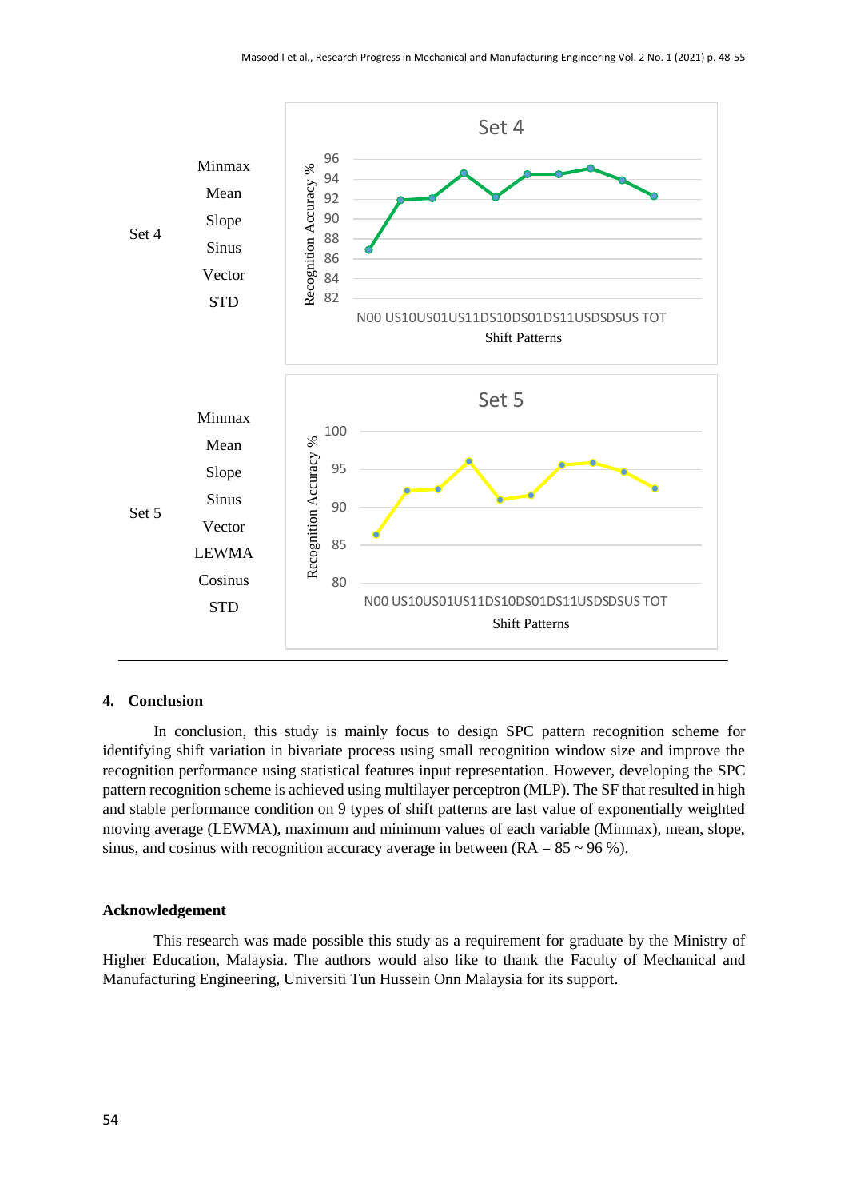| | | |
|---|---|---|
| Set 4 | Minmax<br>Mean<br>Slope<br>Sinus<br>Vector<br>STD | |
| Set 5 | Minmax<br>Mean<br>Slope<br>Sinus<br>Vector<br>LEWMA<br>Cosinus<br>STD | |

## 4. Conclusion

In conclusion, this study is mainly focus to design SPC pattern recognition scheme for identifying shift variation in bivariate process using small recognition window size and improve the recognition performance using statistical features input representation. However, developing the SPC pattern recognition scheme is achieved using multilayer perceptron (MLP). The SF that resulted in high and stable performance condition on 9 types of shift patterns are last value of exponentially weighted moving average (LEWMA), maximum and minimum values of each variable (Minmax), mean, slope, sinus, and cosinus with recognition accuracy average in between (RA = 85 ~ 96 %).

## Acknowledgement

This research was made possible this study as a requirement for graduate by the Ministry of Higher Education, Malaysia. The authors would also like to thank the Faculty of Mechanical and Manufacturing Engineering, Universiti Tun Hussein Onn Malaysia for its support.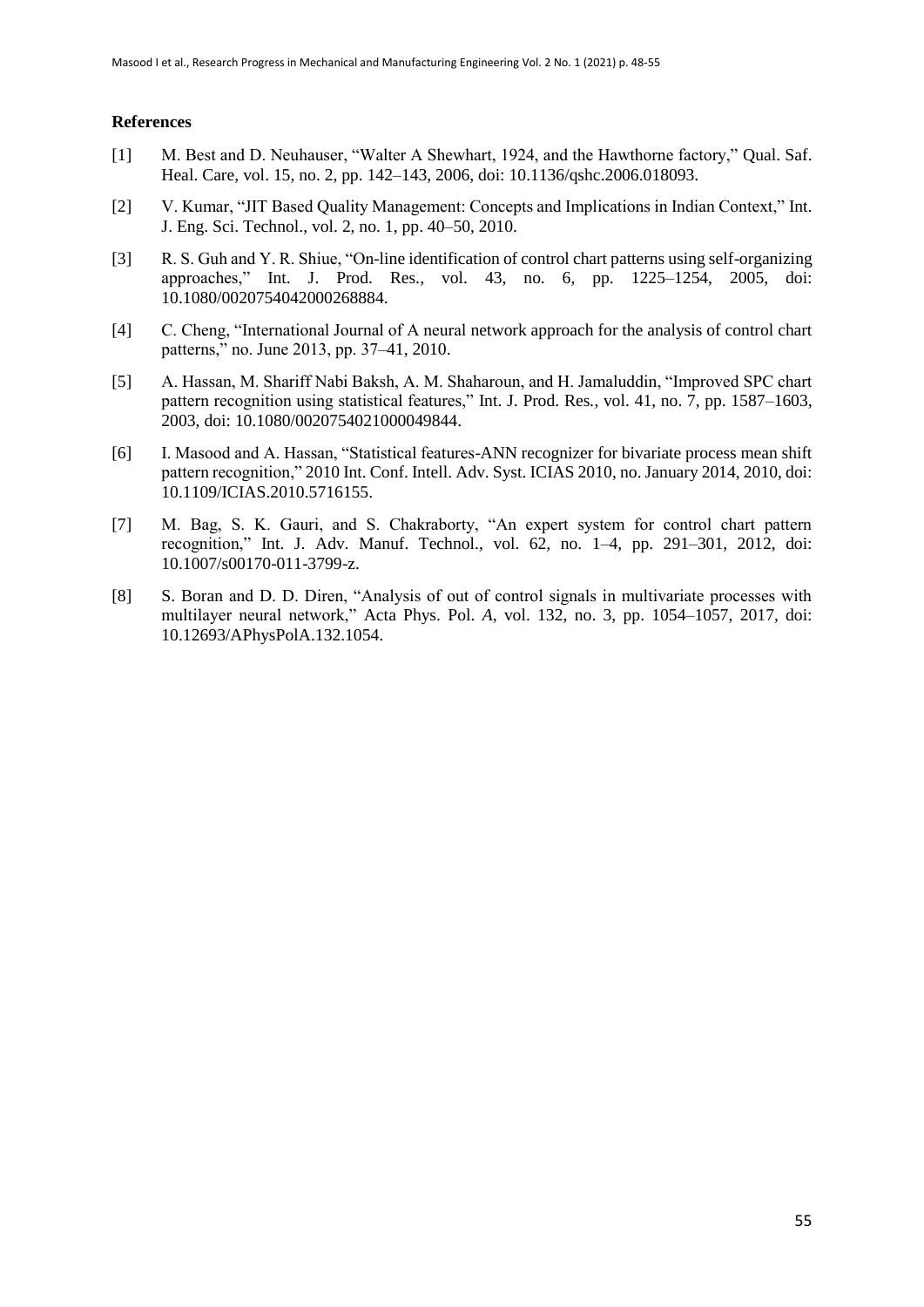## References

[1] M. Best and D. Neuhauser, "Walter A Shewhart, 1924, and the Hawthorne factory," Qual. Saf. Heal. Care, vol. 15, no. 2, pp. 142–143, 2006, doi: 10.1136/qshc.2006.018093.

[2] V. Kumar, "JIT Based Quality Management: Concepts and Implications in Indian Context," Int. J. Eng. Sci. Technol., vol. 2, no. 1, pp. 40–50, 2010.

[3] R. S. Guh and Y. R. Shiue, "On-line identification of control chart patterns using self-organizing approaches," Int. J. Prod. Res., vol. 43, no. 6, pp. 1225–1254, 2005, doi: 10.1080/0020754042000268884.

[4] C. Cheng, "International Journal of A neural network approach for the analysis of control chart patterns," no. June 2013, pp. 37–41, 2010.

[5] A. Hassan, M. Shariff Nabi Baksh, A. M. Shaharoun, and H. Jamaluddin, "Improved SPC chart pattern recognition using statistical features," Int. J. Prod. Res., vol. 41, no. 7, pp. 1587–1603, 2003, doi: 10.1080/0020754021000049844.

[6] I. Masood and A. Hassan, "Statistical features-ANN recognizer for bivariate process mean shift pattern recognition," 2010 Int. Conf. Intell. Adv. Syst. ICIAS 2010, no. January 2014, 2010, doi: 10.1109/ICIAS.2010.5716155.

[7] M. Bag, S. K. Gauri, and S. Chakraborty, "An expert system for control chart pattern recognition," Int. J. Adv. Manuf. Technol., vol. 62, no. 1–4, pp. 291–301, 2012, doi: 10.1007/s00170-011-3799-z.

[8] S. Boran and D. D. Diren, "Analysis of out of control signals in multivariate processes with multilayer neural network," Acta Phys. Pol. *A*, vol. 132, no. 3, pp. 1054–1057, 2017, doi: 10.12693/APhysPolA.132.1054.